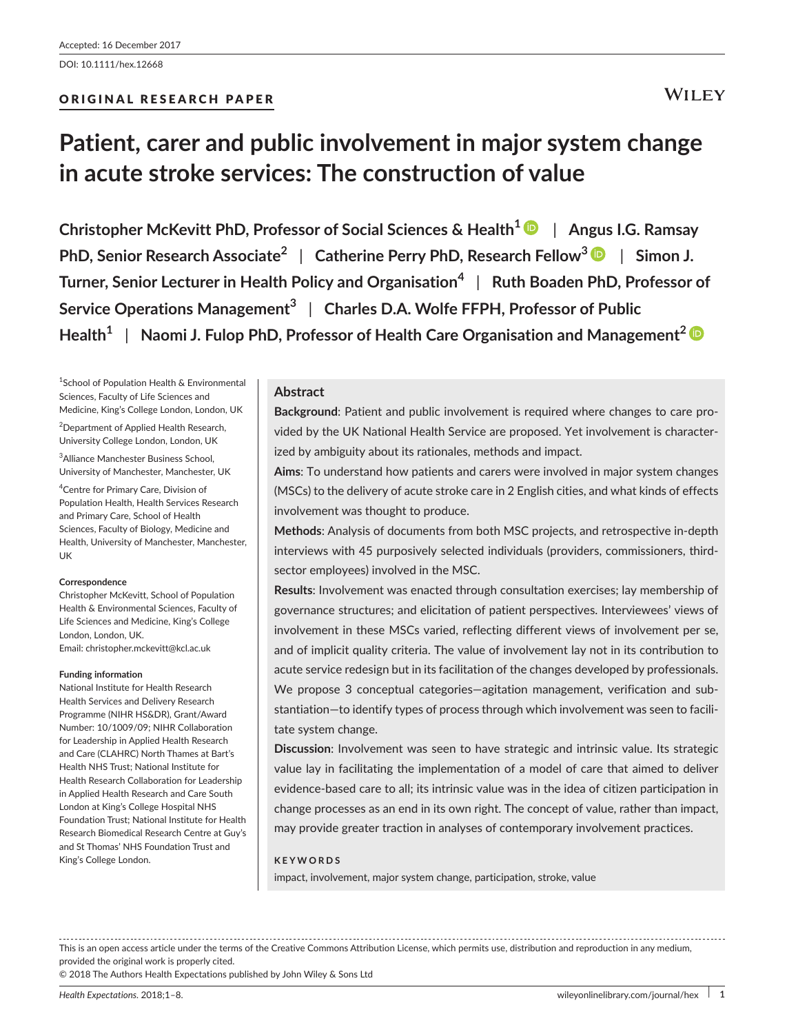Accepted: 16 December 2017

DOI: 10.1111/hex.12668

ORIGINAL RESEARCH PAPER

# Patient, carer and public involvement in major system change in acute stroke services: The construction of value

**Christopher McKevitt PhD, Professor of Social Sciences & Health[1] | Angus I.G. Ramsay PhD, Senior Research Associate[2] | Catherine Perry PhD, Research Fellow[3] | Simon J. Turner, Senior Lecturer in Health Policy and Organisation[4] | Ruth Boaden PhD, Professor of Service Operations Management[3] | Charles D.A. Wolfe FFPH, Professor of Public Health[1] | Naomi J. Fulop PhD, Professor of Health Care Organisation and Management[2]**

[1]School of Population Health & Environmental Sciences, Faculty of Life Sciences and Medicine, King's College London, London, UK

[2]Department of Applied Health Research, University College London, London, UK

[3]Alliance Manchester Business School, University of Manchester, Manchester, UK

[4]Centre for Primary Care, Division of Population Health, Health Services Research and Primary Care, School of Health Sciences, Faculty of Biology, Medicine and Health, University of Manchester, Manchester, UK

**Correspondence**

Christopher McKevitt, School of Population Health & Environmental Sciences, Faculty of Life Sciences and Medicine, King's College London, London, UK.
Email: christopher.mckevitt@kcl.ac.uk

**Funding information**

National Institute for Health Research Health Services and Delivery Research Programme (NIHR HS&DR), Grant/Award Number: 10/1009/09; NIHR Collaboration for Leadership in Applied Health Research and Care (CLAHRC) North Thames at Bart's Health NHS Trust; National Institute for Health Research Collaboration for Leadership in Applied Health Research and Care South London at King's College Hospital NHS Foundation Trust; National Institute for Health Research Biomedical Research Centre at Guy's and St Thomas' NHS Foundation Trust and King's College London.

## Abstract

**Background**: Patient and public involvement is required where changes to care provided by the UK National Health Service are proposed. Yet involvement is characterized by ambiguity about its rationales, methods and impact.

**Aims**: To understand how patients and carers were involved in major system changes (MSCs) to the delivery of acute stroke care in 2 English cities, and what kinds of effects involvement was thought to produce.

**Methods**: Analysis of documents from both MSC projects, and retrospective in-depth interviews with 45 purposively selected individuals (providers, commissioners, third-sector employees) involved in the MSC.

**Results**: Involvement was enacted through consultation exercises; lay membership of governance structures; and elicitation of patient perspectives. Interviewees' views of involvement in these MSCs varied, reflecting different views of involvement per se, and of implicit quality criteria. The value of involvement lay not in its contribution to acute service redesign but in its facilitation of the changes developed by professionals. We propose 3 conceptual categories—agitation management, verification and substantiation—to identify types of process through which involvement was seen to facilitate system change.

**Discussion**: Involvement was seen to have strategic and intrinsic value. Its strategic value lay in facilitating the implementation of a model of care that aimed to deliver evidence-based care to all; its intrinsic value was in the idea of citizen participation in change processes as an end in its own right. The concept of value, rather than impact, may provide greater traction in analyses of contemporary involvement practices.

**KEYWORDS**

impact, involvement, major system change, participation, stroke, value

This is an open access article under the terms of the Creative Commons Attribution License, which permits use, distribution and reproduction in any medium, provided the original work is properly cited.
© 2018 The Authors Health Expectations published by John Wiley & Sons Ltd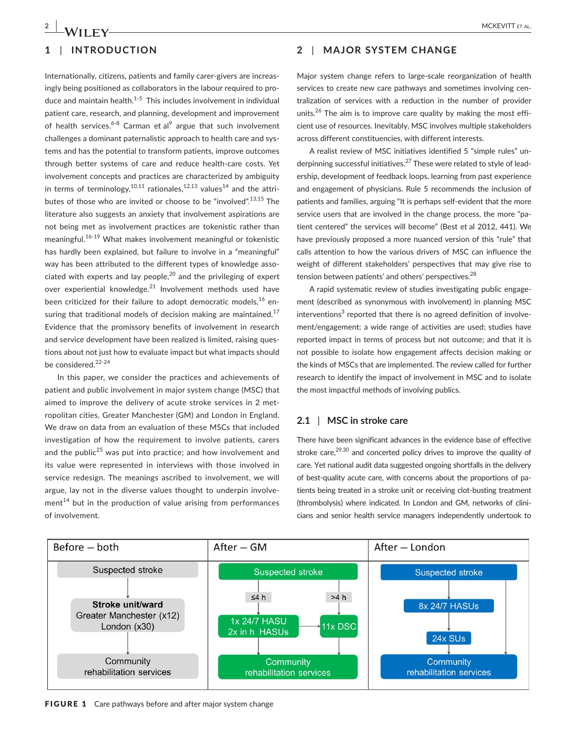## 1 | INTRODUCTION

Internationally, citizens, patients and family carer-givers are increasingly being positioned as collaborators in the labour required to produce and maintain health.[1-5] This includes involvement in individual patient care, research, and planning, development and improvement of health services.[6-8] Carman et al[9] argue that such involvement challenges a dominant paternalistic approach to health care and systems and has the potential to transform patients, improve outcomes through better systems of care and reduce health-care costs. Yet involvement concepts and practices are characterized by ambiguity in terms of terminology,[10,11] rationales,[12,13] values[14] and the attributes of those who are invited or choose to be "involved".[13,15] The literature also suggests an anxiety that involvement aspirations are not being met as involvement practices are tokenistic rather than meaningful.[16-19] What makes involvement meaningful or tokenistic has hardly been explained, but failure to involve in a "meaningful" way has been attributed to the different types of knowledge associated with experts and lay people,[20] and the privileging of expert over experiential knowledge.[21] Involvement methods used have been criticized for their failure to adopt democratic models,[16] ensuring that traditional models of decision making are maintained.[17] Evidence that the promissory benefits of involvement in research and service development have been realized is limited, raising questions about not just how to evaluate impact but what impacts should be considered.[22-24]

In this paper, we consider the practices and achievements of patient and public involvement in major system change (MSC) that aimed to improve the delivery of acute stroke services in 2 metropolitan cities, Greater Manchester (GM) and London in England. We draw on data from an evaluation of these MSCs that included investigation of how the requirement to involve patients, carers and the public[25] was put into practice; and how involvement and its value were represented in interviews with those involved in service redesign. The meanings ascribed to involvement, we will argue, lay not in the diverse values thought to underpin involvement[14] but in the production of value arising from performances of involvement.

## 2 | MAJOR SYSTEM CHANGE

Major system change refers to large-scale reorganization of health services to create new care pathways and sometimes involving centralization of services with a reduction in the number of provider units.[26] The aim is to improve care quality by making the most efficient use of resources. Inevitably, MSC involves multiple stakeholders across different constituencies, with different interests.

A realist review of MSC initiatives identified 5 "simple rules" underpinning successful initiatives.[27] These were related to style of leadership, development of feedback loops, learning from past experience and engagement of physicians. Rule 5 recommends the inclusion of patients and families, arguing "It is perhaps self-evident that the more service users that are involved in the change process, the more "patient centered" the services will become" (Best et al 2012, 441). We have previously proposed a more nuanced version of this "rule" that calls attention to how the various drivers of MSC can influence the weight of different stakeholders' perspectives that may give rise to tension between patients' and others' perspectives.[28]

A rapid systematic review of studies investigating public engagement (described as synonymous with involvement) in planning MSC interventions[3] reported that there is no agreed definition of involvement/engagement; a wide range of activities are used; studies have reported impact in terms of process but not outcome; and that it is not possible to isolate how engagement affects decision making or the kinds of MSCs that are implemented. The review called for further research to identify the impact of involvement in MSC and to isolate the most impactful methods of involving publics.

### 2.1 | MSC in stroke care

There have been significant advances in the evidence base of effective stroke care,[29,30] and concerted policy drives to improve the quality of care. Yet national audit data suggested ongoing shortfalls in the delivery of best-quality acute care, with concerns about the proportions of patients being treated in a stroke unit or receiving clot-busting treatment (thrombolysis) where indicated. In London and GM, networks of clinicians and senior health service managers independently undertook to

| Before — both | After — GM | After — London |
|---|---|---|
| Suspected stroke | Suspected stroke (≤4 h / >4 h) | Suspected stroke |
| ↓ | ≤4 h: 1x 24/7 HASU, 2x in h HASUs → >4 h: 11x DSC | 8x 24/7 HASUs → 24x SUs |
| Stroke unit/ward Greater Manchester (x12) London (x30) | | |
| ↓ | ↓ | ↓ |
| Community rehabilitation services | Community rehabilitation services | Community rehabilitation services |

**FIGURE 1** Care pathways before and after major system change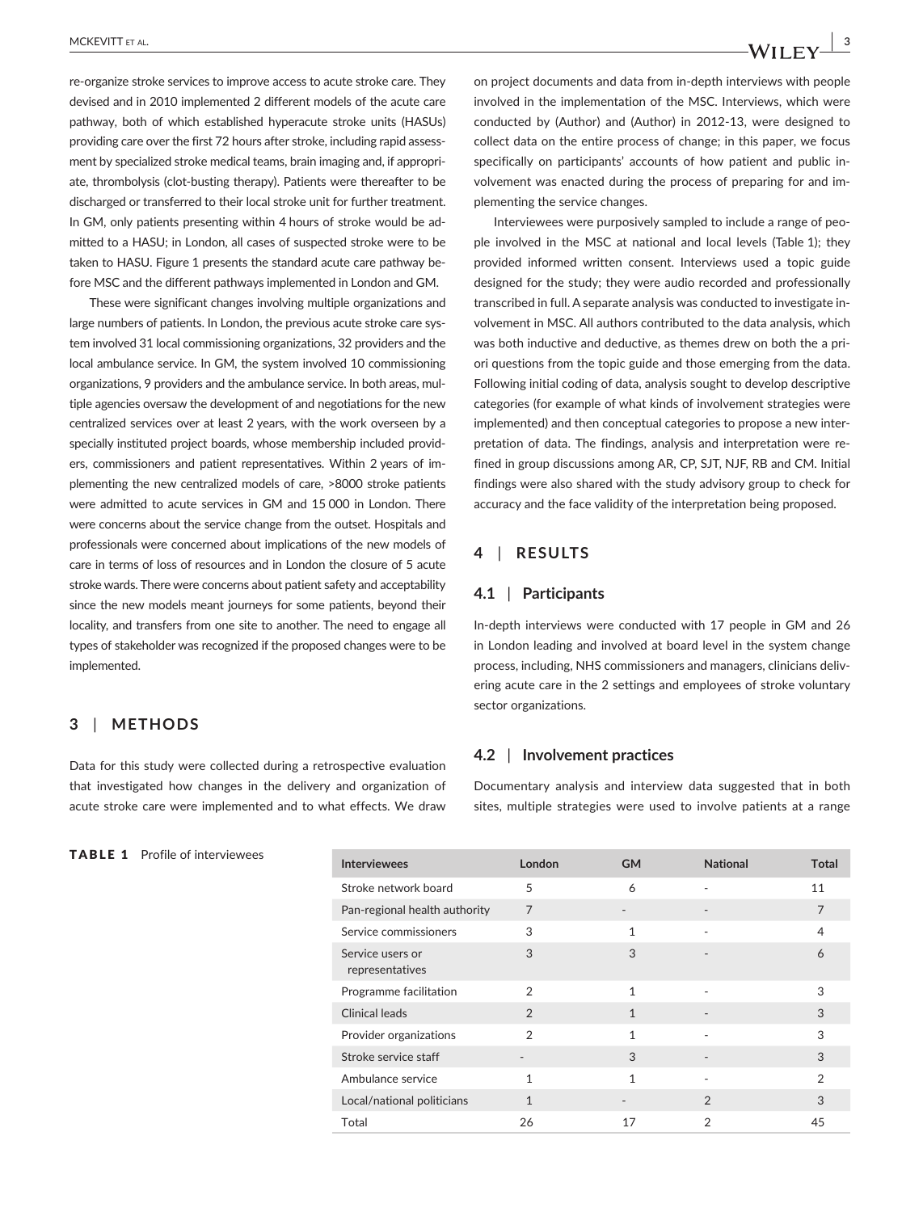re-organize stroke services to improve access to acute stroke care. They devised and in 2010 implemented 2 different models of the acute care pathway, both of which established hyperacute stroke units (HASUs) providing care over the first 72 hours after stroke, including rapid assessment by specialized stroke medical teams, brain imaging and, if appropriate, thrombolysis (clot-busting therapy). Patients were thereafter to be discharged or transferred to their local stroke unit for further treatment. In GM, only patients presenting within 4 hours of stroke would be admitted to a HASU; in London, all cases of suspected stroke were to be taken to HASU. Figure 1 presents the standard acute care pathway before MSC and the different pathways implemented in London and GM.

These were significant changes involving multiple organizations and large numbers of patients. In London, the previous acute stroke care system involved 31 local commissioning organizations, 32 providers and the local ambulance service. In GM, the system involved 10 commissioning organizations, 9 providers and the ambulance service. In both areas, multiple agencies oversaw the development of and negotiations for the new centralized services over at least 2 years, with the work overseen by a specially instituted project boards, whose membership included providers, commissioners and patient representatives. Within 2 years of implementing the new centralized models of care, >8000 stroke patients were admitted to acute services in GM and 15 000 in London. There were concerns about the service change from the outset. Hospitals and professionals were concerned about implications of the new models of care in terms of loss of resources and in London the closure of 5 acute stroke wards. There were concerns about patient safety and acceptability since the new models meant journeys for some patients, beyond their locality, and transfers from one site to another. The need to engage all types of stakeholder was recognized if the proposed changes were to be implemented.

## 3 | METHODS

Data for this study were collected during a retrospective evaluation that investigated how changes in the delivery and organization of acute stroke care were implemented and to what effects. We draw on project documents and data from in-depth interviews with people involved in the implementation of the MSC. Interviews, which were conducted by (Author) and (Author) in 2012-13, were designed to collect data on the entire process of change; in this paper, we focus specifically on participants' accounts of how patient and public involvement was enacted during the process of preparing for and implementing the service changes.

Interviewees were purposively sampled to include a range of people involved in the MSC at national and local levels (Table 1); they provided informed written consent. Interviews used a topic guide designed for the study; they were audio recorded and professionally transcribed in full. A separate analysis was conducted to investigate involvement in MSC. All authors contributed to the data analysis, which was both inductive and deductive, as themes drew on both the a priori questions from the topic guide and those emerging from the data. Following initial coding of data, analysis sought to develop descriptive categories (for example of what kinds of involvement strategies were implemented) and then conceptual categories to propose a new interpretation of data. The findings, analysis and interpretation were refined in group discussions among AR, CP, SJT, NJF, RB and CM. Initial findings were also shared with the study advisory group to check for accuracy and the face validity of the interpretation being proposed.

## 4 | RESULTS

### 4.1 | Participants

In-depth interviews were conducted with 17 people in GM and 26 in London leading and involved at board level in the system change process, including, NHS commissioners and managers, clinicians delivering acute care in the 2 settings and employees of stroke voluntary sector organizations.

### 4.2 | Involvement practices

Documentary analysis and interview data suggested that in both sites, multiple strategies were used to involve patients at a range

**TABLE 1** Profile of interviewees

| Interviewees | London | GM | National | Total |
|---|---|---|---|---|
| Stroke network board | 5 | 6 | - | 11 |
| Pan-regional health authority | 7 | - | - | 7 |
| Service commissioners | 3 | 1 | - | 4 |
| Service users or representatives | 3 | 3 | - | 6 |
| Programme facilitation | 2 | 1 | - | 3 |
| Clinical leads | 2 | 1 | - | 3 |
| Provider organizations | 2 | 1 | - | 3 |
| Stroke service staff | - | 3 | - | 3 |
| Ambulance service | 1 | 1 | - | 2 |
| Local/national politicians | 1 | - | 2 | 3 |
| Total | 26 | 17 | 2 | 45 |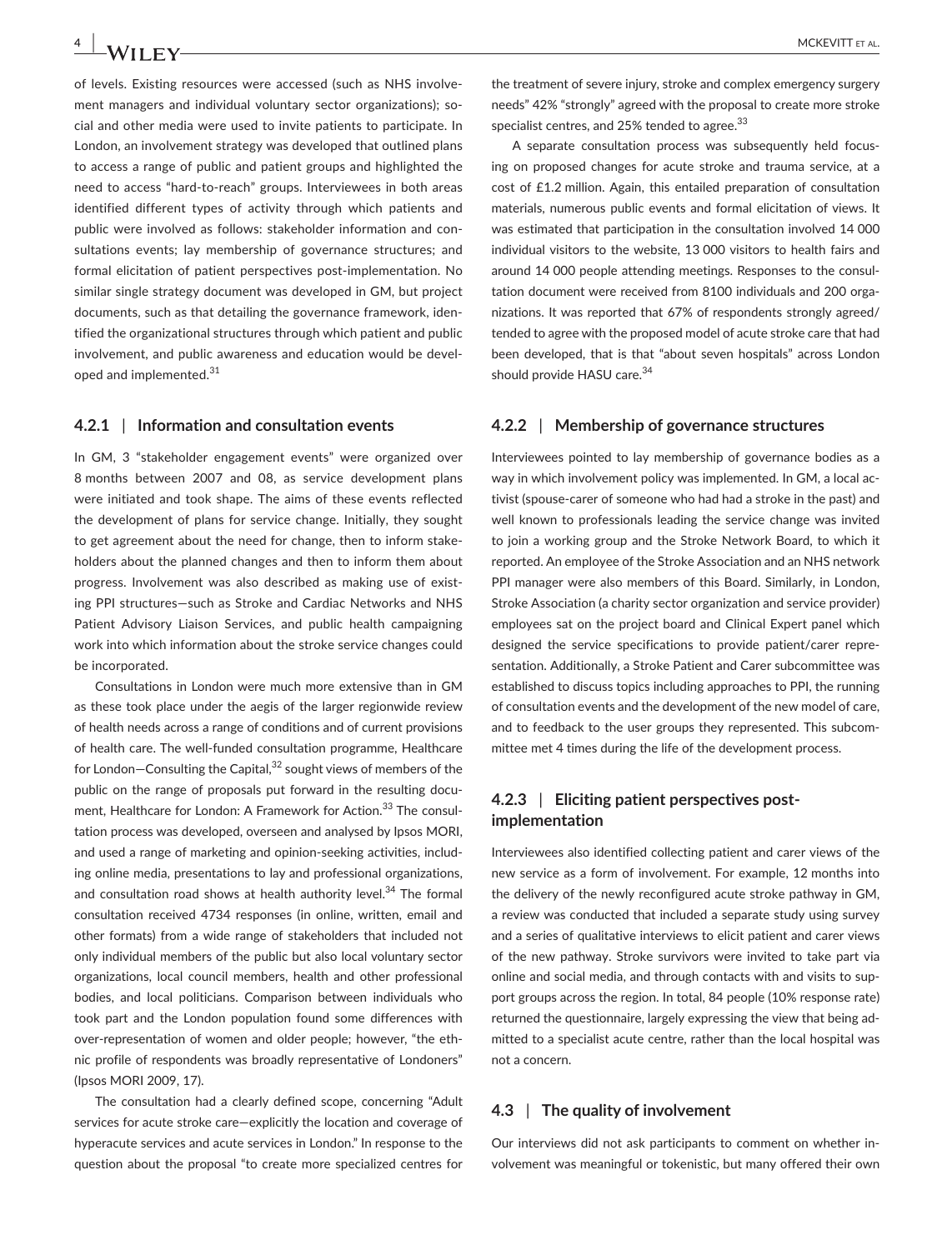of levels. Existing resources were accessed (such as NHS involvement managers and individual voluntary sector organizations); social and other media were used to invite patients to participate. In London, an involvement strategy was developed that outlined plans to access a range of public and patient groups and highlighted the need to access "hard-to-reach" groups. Interviewees in both areas identified different types of activity through which patients and public were involved as follows: stakeholder information and consultations events; lay membership of governance structures; and formal elicitation of patient perspectives post-implementation. No similar single strategy document was developed in GM, but project documents, such as that detailing the governance framework, identified the organizational structures through which patient and public involvement, and public awareness and education would be developed and implemented.[31]

#### 4.2.1 | Information and consultation events

In GM, 3 "stakeholder engagement events" were organized over 8 months between 2007 and 08, as service development plans were initiated and took shape. The aims of these events reflected the development of plans for service change. Initially, they sought to get agreement about the need for change, then to inform stakeholders about the planned changes and then to inform them about progress. Involvement was also described as making use of existing PPI structures—such as Stroke and Cardiac Networks and NHS Patient Advisory Liaison Services, and public health campaigning work into which information about the stroke service changes could be incorporated.

Consultations in London were much more extensive than in GM as these took place under the aegis of the larger regionwide review of health needs across a range of conditions and of current provisions of health care. The well-funded consultation programme, Healthcare for London—Consulting the Capital,[32] sought views of members of the public on the range of proposals put forward in the resulting document, Healthcare for London: A Framework for Action.[33] The consultation process was developed, overseen and analysed by Ipsos MORI, and used a range of marketing and opinion-seeking activities, including online media, presentations to lay and professional organizations, and consultation road shows at health authority level.[34] The formal consultation received 4734 responses (in online, written, email and other formats) from a wide range of stakeholders that included not only individual members of the public but also local voluntary sector organizations, local council members, health and other professional bodies, and local politicians. Comparison between individuals who took part and the London population found some differences with over-representation of women and older people; however, "the ethnic profile of respondents was broadly representative of Londoners" (Ipsos MORI 2009, 17).

The consultation had a clearly defined scope, concerning "Adult services for acute stroke care—explicitly the location and coverage of hyperacute services and acute services in London." In response to the question about the proposal "to create more specialized centres for the treatment of severe injury, stroke and complex emergency surgery needs" 42% "strongly" agreed with the proposal to create more stroke specialist centres, and 25% tended to agree.[33]

A separate consultation process was subsequently held focusing on proposed changes for acute stroke and trauma service, at a cost of £1.2 million. Again, this entailed preparation of consultation materials, numerous public events and formal elicitation of views. It was estimated that participation in the consultation involved 14 000 individual visitors to the website, 13 000 visitors to health fairs and around 14 000 people attending meetings. Responses to the consultation document were received from 8100 individuals and 200 organizations. It was reported that 67% of respondents strongly agreed/tended to agree with the proposed model of acute stroke care that had been developed, that is that "about seven hospitals" across London should provide HASU care.[34]

#### 4.2.2 | Membership of governance structures

Interviewees pointed to lay membership of governance bodies as a way in which involvement policy was implemented. In GM, a local activist (spouse-carer of someone who had had a stroke in the past) and well known to professionals leading the service change was invited to join a working group and the Stroke Network Board, to which it reported. An employee of the Stroke Association and an NHS network PPI manager were also members of this Board. Similarly, in London, Stroke Association (a charity sector organization and service provider) employees sat on the project board and Clinical Expert panel which designed the service specifications to provide patient/carer representation. Additionally, a Stroke Patient and Carer subcommittee was established to discuss topics including approaches to PPI, the running of consultation events and the development of the new model of care, and to feedback to the user groups they represented. This subcommittee met 4 times during the life of the development process.

#### 4.2.3 | Eliciting patient perspectives post-implementation

Interviewees also identified collecting patient and carer views of the new service as a form of involvement. For example, 12 months into the delivery of the newly reconfigured acute stroke pathway in GM, a review was conducted that included a separate study using survey and a series of qualitative interviews to elicit patient and carer views of the new pathway. Stroke survivors were invited to take part via online and social media, and through contacts with and visits to support groups across the region. In total, 84 people (10% response rate) returned the questionnaire, largely expressing the view that being admitted to a specialist acute centre, rather than the local hospital was not a concern.

### 4.3 | The quality of involvement

Our interviews did not ask participants to comment on whether involvement was meaningful or tokenistic, but many offered their own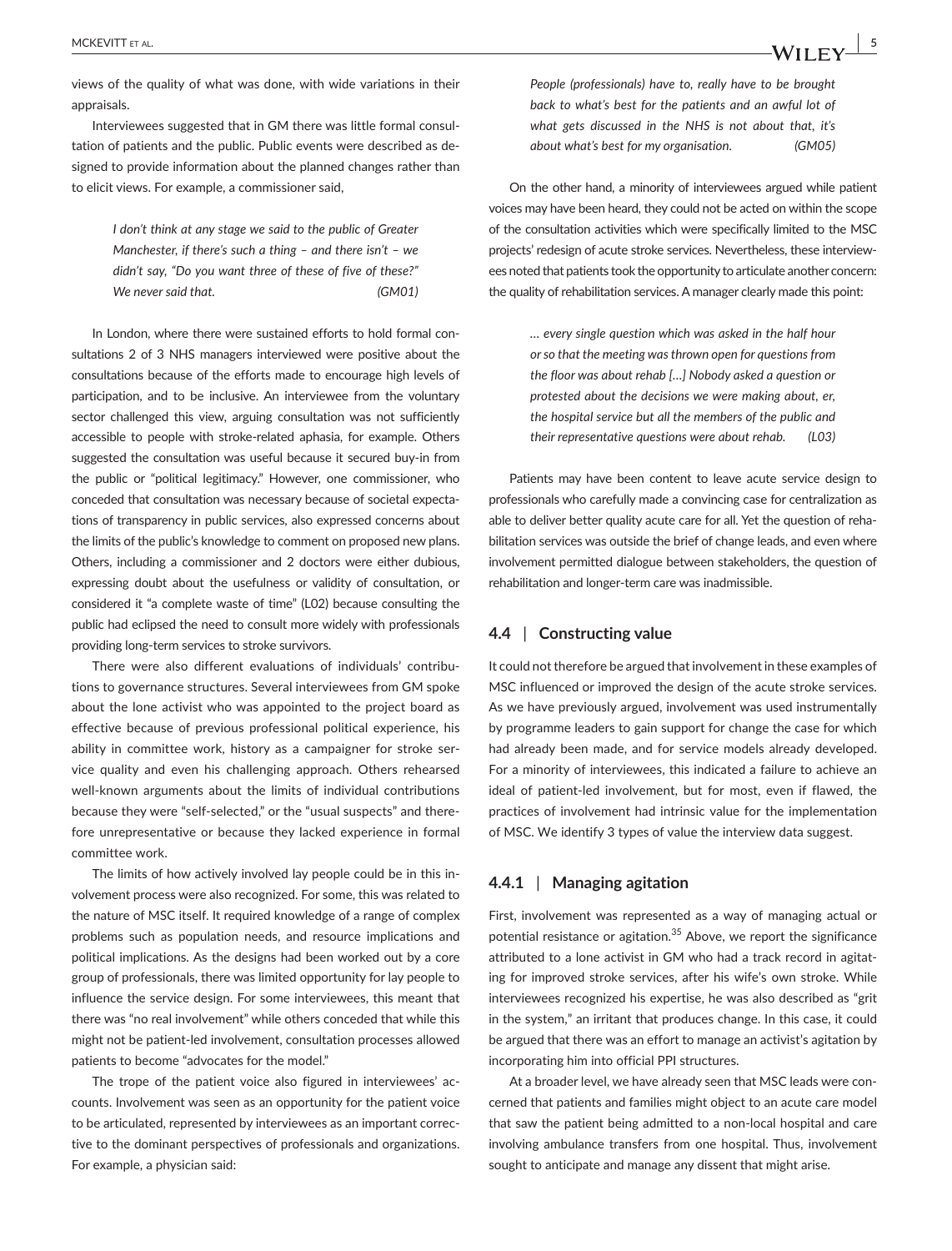views of the quality of what was done, with wide variations in their appraisals.

Interviewees suggested that in GM there was little formal consultation of patients and the public. Public events were described as designed to provide information about the planned changes rather than to elicit views. For example, a commissioner said,

> *I don't think at any stage we said to the public of Greater Manchester, if there's such a thing – and there isn't – we didn't say, "Do you want three of these of five of these?" We never said that.* (GM01)

In London, where there were sustained efforts to hold formal consultations 2 of 3 NHS managers interviewed were positive about the consultations because of the efforts made to encourage high levels of participation, and to be inclusive. An interviewee from the voluntary sector challenged this view, arguing consultation was not sufficiently accessible to people with stroke-related aphasia, for example. Others suggested the consultation was useful because it secured buy-in from the public or "political legitimacy." However, one commissioner, who conceded that consultation was necessary because of societal expectations of transparency in public services, also expressed concerns about the limits of the public's knowledge to comment on proposed new plans. Others, including a commissioner and 2 doctors were either dubious, expressing doubt about the usefulness or validity of consultation, or considered it "a complete waste of time" (L02) because consulting the public had eclipsed the need to consult more widely with professionals providing long-term services to stroke survivors.

There were also different evaluations of individuals' contributions to governance structures. Several interviewees from GM spoke about the lone activist who was appointed to the project board as effective because of previous professional political experience, his ability in committee work, history as a campaigner for stroke service quality and even his challenging approach. Others rehearsed well-known arguments about the limits of individual contributions because they were "self-selected," or the "usual suspects" and therefore unrepresentative or because they lacked experience in formal committee work.

The limits of how actively involved lay people could be in this involvement process were also recognized. For some, this was related to the nature of MSC itself. It required knowledge of a range of complex problems such as population needs, and resource implications and political implications. As the designs had been worked out by a core group of professionals, there was limited opportunity for lay people to influence the service design. For some interviewees, this meant that there was "no real involvement" while others conceded that while this might not be patient-led involvement, consultation processes allowed patients to become "advocates for the model."

The trope of the patient voice also figured in interviewees' accounts. Involvement was seen as an opportunity for the patient voice to be articulated, represented by interviewees as an important corrective to the dominant perspectives of professionals and organizations. For example, a physician said:

> *People (professionals) have to, really have to be brought back to what's best for the patients and an awful lot of what gets discussed in the NHS is not about that, it's about what's best for my organisation.* (GM05)

On the other hand, a minority of interviewees argued while patient voices may have been heard, they could not be acted on within the scope of the consultation activities which were specifically limited to the MSC projects' redesign of acute stroke services. Nevertheless, these interviewees noted that patients took the opportunity to articulate another concern: the quality of rehabilitation services. A manager clearly made this point:

> *… every single question which was asked in the half hour or so that the meeting was thrown open for questions from the floor was about rehab […] Nobody asked a question or protested about the decisions we were making about, er, the hospital service but all the members of the public and their representative questions were about rehab.* (L03)

Patients may have been content to leave acute service design to professionals who carefully made a convincing case for centralization as able to deliver better quality acute care for all. Yet the question of rehabilitation services was outside the brief of change leads, and even where involvement permitted dialogue between stakeholders, the question of rehabilitation and longer-term care was inadmissible.

### 4.4 | Constructing value

It could not therefore be argued that involvement in these examples of MSC influenced or improved the design of the acute stroke services. As we have previously argued, involvement was used instrumentally by programme leaders to gain support for change the case for which had already been made, and for service models already developed. For a minority of interviewees, this indicated a failure to achieve an ideal of patient-led involvement, but for most, even if flawed, the practices of involvement had intrinsic value for the implementation of MSC. We identify 3 types of value the interview data suggest.

#### 4.4.1 | Managing agitation

First, involvement was represented as a way of managing actual or potential resistance or agitation.[35] Above, we report the significance attributed to a lone activist in GM who had a track record in agitating for improved stroke services, after his wife's own stroke. While interviewees recognized his expertise, he was also described as "grit in the system," an irritant that produces change. In this case, it could be argued that there was an effort to manage an activist's agitation by incorporating him into official PPI structures.

At a broader level, we have already seen that MSC leads were concerned that patients and families might object to an acute care model that saw the patient being admitted to a non-local hospital and care involving ambulance transfers from one hospital. Thus, involvement sought to anticipate and manage any dissent that might arise.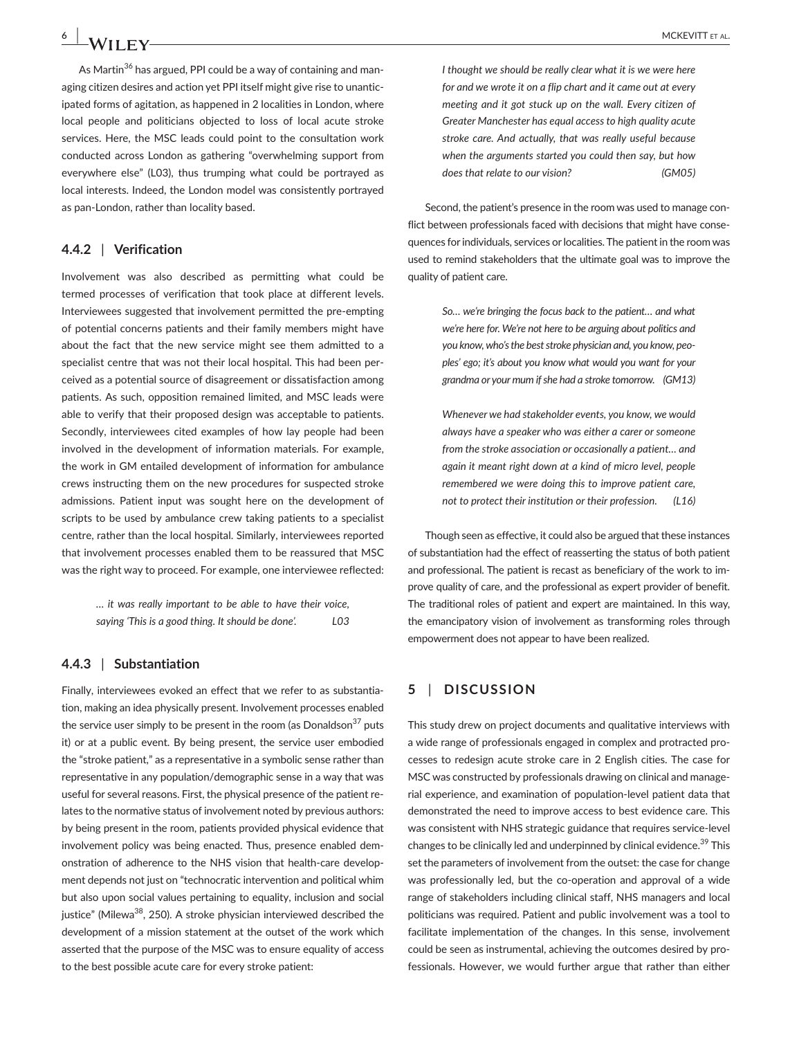As Martin[36] has argued, PPI could be a way of containing and managing citizen desires and action yet PPI itself might give rise to unanticipated forms of agitation, as happened in 2 localities in London, where local people and politicians objected to loss of local acute stroke services. Here, the MSC leads could point to the consultation work conducted across London as gathering "overwhelming support from everywhere else" (L03), thus trumping what could be portrayed as local interests. Indeed, the London model was consistently portrayed as pan-London, rather than locality based.

### 4.4.2 | Verification

Involvement was also described as permitting what could be termed processes of verification that took place at different levels. Interviewees suggested that involvement permitted the pre-empting of potential concerns patients and their family members might have about the fact that the new service might see them admitted to a specialist centre that was not their local hospital. This had been perceived as a potential source of disagreement or dissatisfaction among patients. As such, opposition remained limited, and MSC leads were able to verify that their proposed design was acceptable to patients. Secondly, interviewees cited examples of how lay people had been involved in the development of information materials. For example, the work in GM entailed development of information for ambulance crews instructing them on the new procedures for suspected stroke admissions. Patient input was sought here on the development of scripts to be used by ambulance crew taking patients to a specialist centre, rather than the local hospital. Similarly, interviewees reported that involvement processes enabled them to be reassured that MSC was the right way to proceed. For example, one interviewee reflected:

> *… it was really important to be able to have their voice, saying 'This is a good thing. It should be done'.* L03

### 4.4.3 | Substantiation

Finally, interviewees evoked an effect that we refer to as substantiation, making an idea physically present. Involvement processes enabled the service user simply to be present in the room (as Donaldson[37] puts it) or at a public event. By being present, the service user embodied the "stroke patient," as a representative in a symbolic sense rather than representative in any population/demographic sense in a way that was useful for several reasons. First, the physical presence of the patient relates to the normative status of involvement noted by previous authors: by being present in the room, patients provided physical evidence that involvement policy was being enacted. Thus, presence enabled demonstration of adherence to the NHS vision that health-care development depends not just on "technocratic intervention and political whim but also upon social values pertaining to equality, inclusion and social justice" (Milewa[38], 250). A stroke physician interviewed described the development of a mission statement at the outset of the work which asserted that the purpose of the MSC was to ensure equality of access to the best possible acute care for every stroke patient:

> *I thought we should be really clear what it is we were here for and we wrote it on a flip chart and it came out at every meeting and it got stuck up on the wall. Every citizen of Greater Manchester has equal access to high quality acute stroke care. And actually, that was really useful because when the arguments started you could then say, but how does that relate to our vision?* (GM05)

Second, the patient's presence in the room was used to manage conflict between professionals faced with decisions that might have consequences for individuals, services or localities. The patient in the room was used to remind stakeholders that the ultimate goal was to improve the quality of patient care.

> *So… we're bringing the focus back to the patient… and what we're here for. We're not here to be arguing about politics and you know, who's the best stroke physician and, you know, peoples' ego; it's about you know what would you want for your grandma or your mum if she had a stroke tomorrow.* (GM13)

> *Whenever we had stakeholder events, you know, we would always have a speaker who was either a carer or someone from the stroke association or occasionally a patient… and again it meant right down at a kind of micro level, people remembered we were doing this to improve patient care, not to protect their institution or their profession.* (L16)

Though seen as effective, it could also be argued that these instances of substantiation had the effect of reasserting the status of both patient and professional. The patient is recast as beneficiary of the work to improve quality of care, and the professional as expert provider of benefit. The traditional roles of patient and expert are maintained. In this way, the emancipatory vision of involvement as transforming roles through empowerment does not appear to have been realized.

## 5 | DISCUSSION

This study drew on project documents and qualitative interviews with a wide range of professionals engaged in complex and protracted processes to redesign acute stroke care in 2 English cities. The case for MSC was constructed by professionals drawing on clinical and managerial experience, and examination of population-level patient data that demonstrated the need to improve access to best evidence care. This was consistent with NHS strategic guidance that requires service-level changes to be clinically led and underpinned by clinical evidence.[39] This set the parameters of involvement from the outset: the case for change was professionally led, but the co-operation and approval of a wide range of stakeholders including clinical staff, NHS managers and local politicians was required. Patient and public involvement was a tool to facilitate implementation of the changes. In this sense, involvement could be seen as instrumental, achieving the outcomes desired by professionals. However, we would further argue that rather than either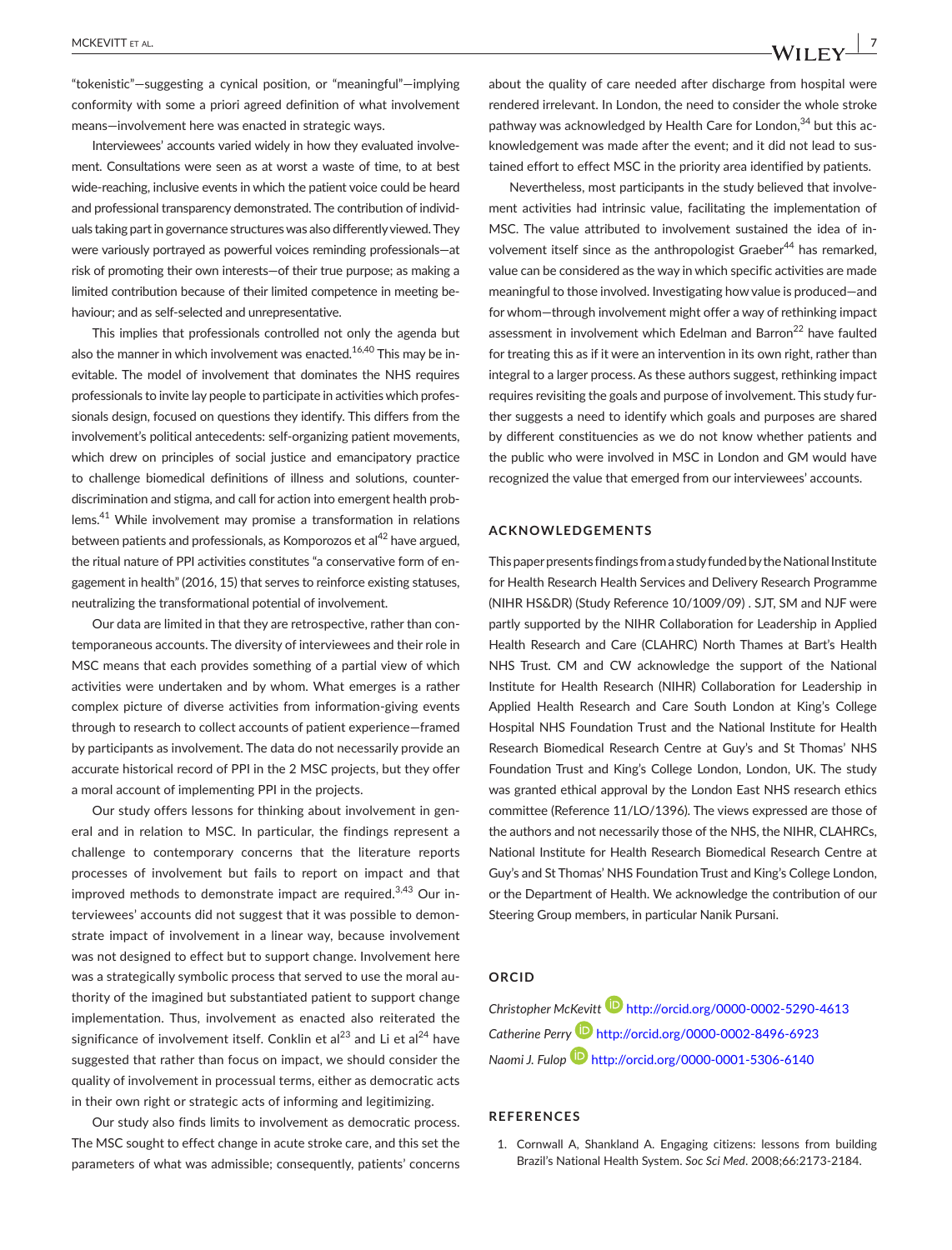"tokenistic"—suggesting a cynical position, or "meaningful"—implying conformity with some a priori agreed definition of what involvement means—involvement here was enacted in strategic ways.

Interviewees' accounts varied widely in how they evaluated involvement. Consultations were seen as at worst a waste of time, to at best wide-reaching, inclusive events in which the patient voice could be heard and professional transparency demonstrated. The contribution of individuals taking part in governance structures was also differently viewed. They were variously portrayed as powerful voices reminding professionals—at risk of promoting their own interests—of their true purpose; as making a limited contribution because of their limited competence in meeting behaviour; and as self-selected and unrepresentative.

This implies that professionals controlled not only the agenda but also the manner in which involvement was enacted.[16,40] This may be inevitable. The model of involvement that dominates the NHS requires professionals to invite lay people to participate in activities which professionals design, focused on questions they identify. This differs from the involvement's political antecedents: self-organizing patient movements, which drew on principles of social justice and emancipatory practice to challenge biomedical definitions of illness and solutions, counter-discrimination and stigma, and call for action into emergent health problems.[41] While involvement may promise a transformation in relations between patients and professionals, as Komporozos et al[42] have argued, the ritual nature of PPI activities constitutes "a conservative form of engagement in health" (2016, 15) that serves to reinforce existing statuses, neutralizing the transformational potential of involvement.

Our data are limited in that they are retrospective, rather than contemporaneous accounts. The diversity of interviewees and their role in MSC means that each provides something of a partial view of which activities were undertaken and by whom. What emerges is a rather complex picture of diverse activities from information-giving events through to research to collect accounts of patient experience—framed by participants as involvement. The data do not necessarily provide an accurate historical record of PPI in the 2 MSC projects, but they offer a moral account of implementing PPI in the projects.

Our study offers lessons for thinking about involvement in general and in relation to MSC. In particular, the findings represent a challenge to contemporary concerns that the literature reports processes of involvement but fails to report on impact and that improved methods to demonstrate impact are required.[3,43] Our interviewees' accounts did not suggest that it was possible to demonstrate impact of involvement in a linear way, because involvement was not designed to effect but to support change. Involvement here was a strategically symbolic process that served to use the moral authority of the imagined but substantiated patient to support change implementation. Thus, involvement as enacted also reiterated the significance of involvement itself. Conklin et al[23] and Li et al[24] have suggested that rather than focus on impact, we should consider the quality of involvement in processual terms, either as democratic acts in their own right or strategic acts of informing and legitimizing.

Our study also finds limits to involvement as democratic process. The MSC sought to effect change in acute stroke care, and this set the parameters of what was admissible; consequently, patients' concerns about the quality of care needed after discharge from hospital were rendered irrelevant. In London, the need to consider the whole stroke pathway was acknowledged by Health Care for London,[34] but this acknowledgement was made after the event; and it did not lead to sustained effort to effect MSC in the priority area identified by patients.

Nevertheless, most participants in the study believed that involvement activities had intrinsic value, facilitating the implementation of MSC. The value attributed to involvement sustained the idea of involvement itself since as the anthropologist Graeber[44] has remarked, value can be considered as the way in which specific activities are made meaningful to those involved. Investigating how value is produced—and for whom—through involvement might offer a way of rethinking impact assessment in involvement which Edelman and Barron[22] have faulted for treating this as if it were an intervention in its own right, rather than integral to a larger process. As these authors suggest, rethinking impact requires revisiting the goals and purpose of involvement. This study further suggests a need to identify which goals and purposes are shared by different constituencies as we do not know whether patients and the public who were involved in MSC in London and GM would have recognized the value that emerged from our interviewees' accounts.

## ACKNOWLEDGEMENTS

This paper presents findings from a study funded by the National Institute for Health Research Health Services and Delivery Research Programme (NIHR HS&DR) (Study Reference 10/1009/09) . SJT, SM and NJF were partly supported by the NIHR Collaboration for Leadership in Applied Health Research and Care (CLAHRC) North Thames at Bart's Health NHS Trust. CM and CW acknowledge the support of the National Institute for Health Research (NIHR) Collaboration for Leadership in Applied Health Research and Care South London at King's College Hospital NHS Foundation Trust and the National Institute for Health Research Biomedical Research Centre at Guy's and St Thomas' NHS Foundation Trust and King's College London, London, UK. The study was granted ethical approval by the London East NHS research ethics committee (Reference 11/LO/1396). The views expressed are those of the authors and not necessarily those of the NHS, the NIHR, CLAHRCs, National Institute for Health Research Biomedical Research Centre at Guy's and St Thomas' NHS Foundation Trust and King's College London, or the Department of Health. We acknowledge the contribution of our Steering Group members, in particular Nanik Pursani.

## ORCID

*Christopher McKevitt* http://orcid.org/0000-0002-5290-4613

*Catherine Perry* http://orcid.org/0000-0002-8496-6923

*Naomi J. Fulop* http://orcid.org/0000-0001-5306-6140

## REFERENCES

1. Cornwall A, Shankland A. Engaging citizens: lessons from building Brazil's National Health System. *Soc Sci Med*. 2008;66:2173-2184.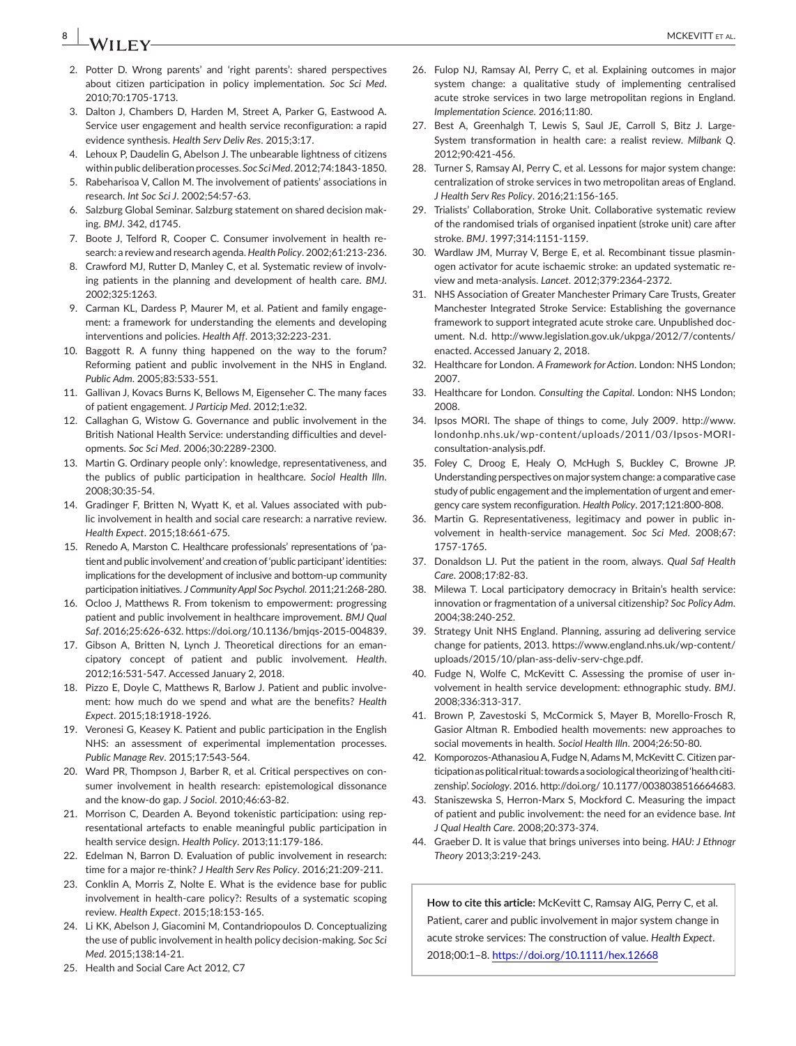2. Potter D. Wrong parents' and 'right parents': shared perspectives about citizen participation in policy implementation. *Soc Sci Med*. 2010;70:1705-1713.
3. Dalton J, Chambers D, Harden M, Street A, Parker G, Eastwood A. Service user engagement and health service reconfiguration: a rapid evidence synthesis. *Health Serv Deliv Res*. 2015;3:17.
4. Lehoux P, Daudelin G, Abelson J. The unbearable lightness of citizens within public deliberation processes. *Soc Sci Med*. 2012;74:1843-1850.
5. Rabeharisoa V, Callon M. The involvement of patients' associations in research. *Int Soc Sci J*. 2002;54:57-63.
6. Salzburg Global Seminar. Salzburg statement on shared decision making. *BMJ*. 342, d1745.
7. Boote J, Telford R, Cooper C. Consumer involvement in health research: a review and research agenda. *Health Policy*. 2002;61:213-236.
8. Crawford MJ, Rutter D, Manley C, et al. Systematic review of involving patients in the planning and development of health care. *BMJ*. 2002;325:1263.
9. Carman KL, Dardess P, Maurer M, et al. Patient and family engagement: a framework for understanding the elements and developing interventions and policies. *Health Aff*. 2013;32:223-231.
10. Baggott R. A funny thing happened on the way to the forum? Reforming patient and public involvement in the NHS in England. *Public Adm*. 2005;83:533-551.
11. Gallivan J, Kovacs Burns K, Bellows M, Eigenseher C. The many faces of patient engagement. *J Particip Med*. 2012;1:e32.
12. Callaghan G, Wistow G. Governance and public involvement in the British National Health Service: understanding difficulties and developments. *Soc Sci Med*. 2006;30:2289-2300.
13. Martin G. Ordinary people only': knowledge, representativeness, and the publics of public participation in healthcare. *Sociol Health Illn*. 2008;30:35-54.
14. Gradinger F, Britten N, Wyatt K, et al. Values associated with public involvement in health and social care research: a narrative review. *Health Expect*. 2015;18:661-675.
15. Renedo A, Marston C. Healthcare professionals' representations of 'patient and public involvement' and creation of 'public participant' identities: implications for the development of inclusive and bottom-up community participation initiatives. *J Community Appl Soc Psychol*. 2011;21:268-280.
16. Ocloo J, Matthews R. From tokenism to empowerment: progressing patient and public involvement in healthcare improvement. *BMJ Qual Saf*. 2016;25:626-632. https://doi.org/10.1136/bmjqs-2015-004839.
17. Gibson A, Britten N, Lynch J. Theoretical directions for an emancipatory concept of patient and public involvement. *Health*. 2012;16:531-547. Accessed January 2, 2018.
18. Pizzo E, Doyle C, Matthews R, Barlow J. Patient and public involvement: how much do we spend and what are the benefits? *Health Expect*. 2015;18:1918-1926.
19. Veronesi G, Keasey K. Patient and public participation in the English NHS: an assessment of experimental implementation processes. *Public Manage Rev*. 2015;17:543-564.
20. Ward PR, Thompson J, Barber R, et al. Critical perspectives on consumer involvement in health research: epistemological dissonance and the know-do gap. *J Sociol*. 2010;46:63-82.
21. Morrison C, Dearden A. Beyond tokenistic participation: using representational artefacts to enable meaningful public participation in health service design. *Health Policy*. 2013;11:179-186.
22. Edelman N, Barron D. Evaluation of public involvement in research: time for a major re-think? *J Health Serv Res Policy*. 2016;21:209-211.
23. Conklin A, Morris Z, Nolte E. What is the evidence base for public involvement in health-care policy?: Results of a systematic scoping review. *Health Expect*. 2015;18:153-165.
24. Li KK, Abelson J, Giacomini M, Contandriopoulos D. Conceptualizing the use of public involvement in health policy decision-making. *Soc Sci Med*. 2015;138:14-21.
25. Health and Social Care Act 2012, C7
26. Fulop NJ, Ramsay AI, Perry C, et al. Explaining outcomes in major system change: a qualitative study of implementing centralised acute stroke services in two large metropolitan regions in England. *Implementation Science*. 2016;11:80.
27. Best A, Greenhalgh T, Lewis S, Saul JE, Carroll S, Bitz J. Large-System transformation in health care: a realist review. *Milbank Q*. 2012;90:421-456.
28. Turner S, Ramsay AI, Perry C, et al. Lessons for major system change: centralization of stroke services in two metropolitan areas of England. *J Health Serv Res Policy*. 2016;21:156-165.
29. Trialists' Collaboration, Stroke Unit. Collaborative systematic review of the randomised trials of organised inpatient (stroke unit) care after stroke. *BMJ*. 1997;314:1151-1159.
30. Wardlaw JM, Murray V, Berge E, et al. Recombinant tissue plasminogen activator for acute ischaemic stroke: an updated systematic review and meta-analysis. *Lancet*. 2012;379:2364-2372.
31. NHS Association of Greater Manchester Primary Care Trusts, Greater Manchester Integrated Stroke Service: Establishing the governance framework to support integrated acute stroke care. Unpublished document. N.d. http://www.legislation.gov.uk/ukpga/2012/7/contents/enacted. Accessed January 2, 2018.
32. Healthcare for London. *A Framework for Action*. London: NHS London; 2007.
33. Healthcare for London. *Consulting the Capital*. London: NHS London; 2008.
34. Ipsos MORI. The shape of things to come, July 2009. http://www.londonhp.nhs.uk/wp-content/uploads/2011/03/Ipsos-MORI-consultation-analysis.pdf.
35. Foley C, Droog E, Healy O, McHugh S, Buckley C, Browne JP. Understanding perspectives on major system change: a comparative case study of public engagement and the implementation of urgent and emergency care system reconfiguration. *Health Policy*. 2017;121:800-808.
36. Martin G. Representativeness, legitimacy and power in public involvement in health-service management. *Soc Sci Med*. 2008;67:1757-1765.
37. Donaldson LJ. Put the patient in the room, always. *Qual Saf Health Care*. 2008;17:82-83.
38. Milewa T. Local participatory democracy in Britain's health service: innovation or fragmentation of a universal citizenship? *Soc Policy Adm*. 2004;38:240-252.
39. Strategy Unit NHS England. Planning, assuring ad delivering service change for patients, 2013. https://www.england.nhs.uk/wp-content/uploads/2015/10/plan-ass-deliv-serv-chge.pdf.
40. Fudge N, Wolfe C, McKevitt C. Assessing the promise of user involvement in health service development: ethnographic study. *BMJ*. 2008;336:313-317.
41. Brown P, Zavestoski S, McCormick S, Mayer B, Morello-Frosch R, Gasior Altman R. Embodied health movements: new approaches to social movements in health. *Sociol Health Illn*. 2004;26:50-80.
42. Komporozos-Athanasiou A, Fudge N, Adams M, McKevitt C. Citizen participation as political ritual: towards a sociological theorizing of 'health citizenship'. *Sociology*. 2016. http://doi.org/ 10.1177/0038038516664683.
43. Staniszewska S, Herron-Marx S, Mockford C. Measuring the impact of patient and public involvement: the need for an evidence base. *Int J Qual Health Care*. 2008;20:373-374.
44. Graeber D. It is value that brings universes into being. *HAU: J Ethnogr Theory* 2013;3:219-243.

**How to cite this article:** McKevitt C, Ramsay AIG, Perry C, et al. Patient, carer and public involvement in major system change in acute stroke services: The construction of value. *Health Expect*. 2018;00:1–8. https://doi.org/10.1111/hex.12668